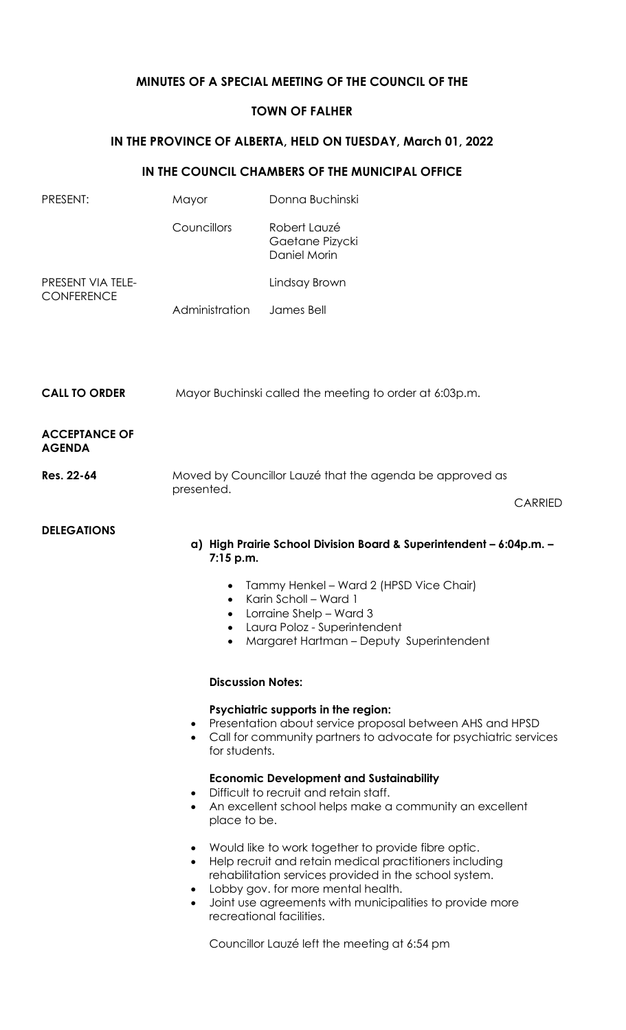# MINUTES OF A SPECIAL MEETING OF THE COUNCIL OF THE

# TOWN OF FALHER

## IN THE PROVINCE OF ALBERTA, HELD ON TUESDAY, March 01, 2022

## IN THE COUNCIL CHAMBERS OF THE MUNICIPAL OFFICE

| | | |
|---|---|---|
| PRESENT: | Mayor | Donna Buchinski |
| | Councillors | Robert Lauzé<br>Gaetane Pizycki<br>Daniel Morin |
| PRESENT VIA TELE-CONFERENCE | | Lindsay Brown |
| | Administration | James Bell |

**CALL TO ORDER**

Mayor Buchinski called the meeting to order at 6:03p.m.

**ACCEPTANCE OF AGENDA**

**Res. 22-64** Moved by Councillor Lauzé that the agenda be approved as presented.

CARRIED

**DELEGATIONS**

**a) High Prairie School Division Board & Superintendent – 6:04p.m. – 7:15 p.m.**

- Tammy Henkel – Ward 2 (HPSD Vice Chair)
- Karin Scholl – Ward 1
- Lorraine Shelp – Ward 3
- Laura Poloz - Superintendent
- Margaret Hartman – Deputy Superintendent

**Discussion Notes:**

**Psychiatric supports in the region:**

- Presentation about service proposal between AHS and HPSD
- Call for community partners to advocate for psychiatric services for students.

**Economic Development and Sustainability**

- Difficult to recruit and retain staff.
- An excellent school helps make a community an excellent place to be.

- Would like to work together to provide fibre optic.
- Help recruit and retain medical practitioners including rehabilitation services provided in the school system.
- Lobby gov. for more mental health.
- Joint use agreements with municipalities to provide more recreational facilities.

Councillor Lauzé left the meeting at 6:54 pm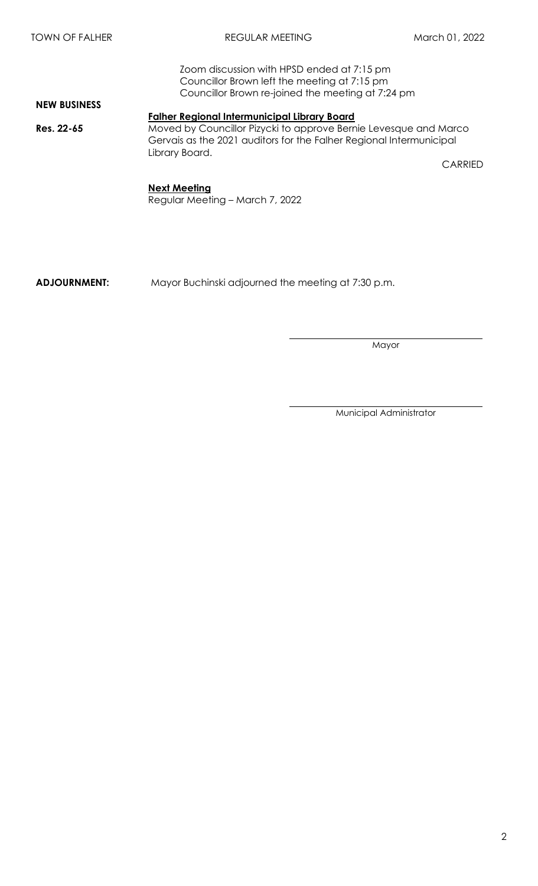Zoom discussion with HPSD ended at 7:15 pm
Councillor Brown left the meeting at 7:15 pm
Councillor Brown re-joined the meeting at 7:24 pm

**NEW BUSINESS**

**Falher Regional Intermunicipal Library Board**

**Res. 22-65** Moved by Councillor Pizycki to approve Bernie Levesque and Marco Gervais as the 2021 auditors for the Falher Regional Intermunicipal Library Board.

CARRIED

**Next Meeting**
Regular Meeting – March 7, 2022

**ADJOURNMENT:** Mayor Buchinski adjourned the meeting at 7:30 p.m.

Mayor

Municipal Administrator